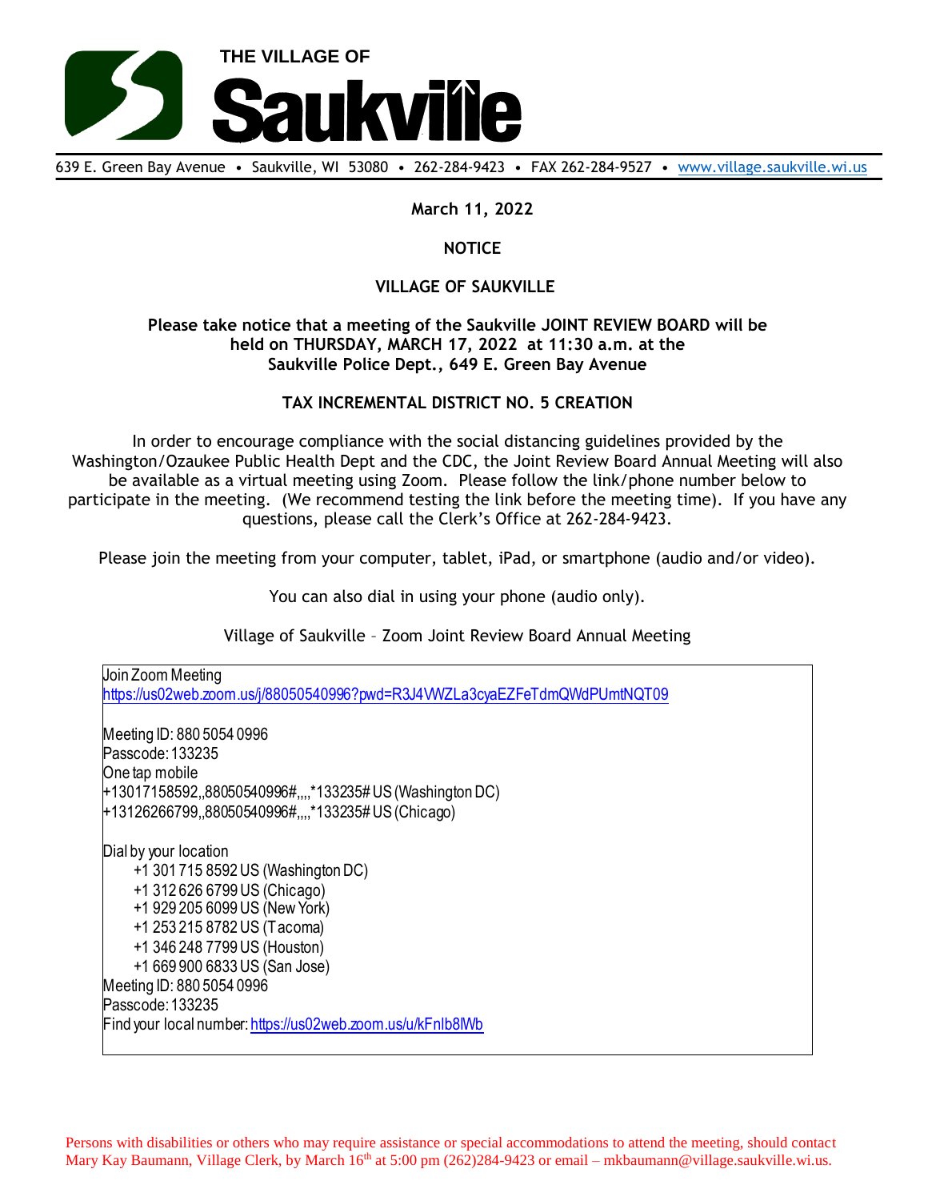# THE VILLAGE OF Saukville

639 E. Green Bay Avenue • Saukville, WI 53080 • 262-284-9423 • FAX 262-284-9527 • www.village.saukville.wi.us

**March 11, 2022**

**NOTICE**

**VILLAGE OF SAUKVILLE**

**Please take notice that a meeting of the Saukville JOINT REVIEW BOARD will be held on THURSDAY, MARCH 17, 2022 at 11:30 a.m. at the Saukville Police Dept., 649 E. Green Bay Avenue**

**TAX INCREMENTAL DISTRICT NO. 5 CREATION**

In order to encourage compliance with the social distancing guidelines provided by the Washington/Ozaukee Public Health Dept and the CDC, the Joint Review Board Annual Meeting will also be available as a virtual meeting using Zoom. Please follow the link/phone number below to participate in the meeting. (We recommend testing the link before the meeting time). If you have any questions, please call the Clerk's Office at 262-284-9423.

Please join the meeting from your computer, tablet, iPad, or smartphone (audio and/or video).

You can also dial in using your phone (audio only).

Village of Saukville – Zoom Joint Review Board Annual Meeting

Join Zoom Meeting
https://us02web.zoom.us/j/88050540996?pwd=R3J4VWZLa3cyaEZFeTdmQWdPUmtNQT09

Meeting ID: 880 5054 0996
Passcode: 133235
One tap mobile
+13017158592,,88050540996#,,,,*133235# US (Washington DC)
+13126266799,,88050540996#,,,,*133235# US (Chicago)

Dial by your location
- +1 301 715 8592 US (Washington DC)
- +1 312 626 6799 US (Chicago)
- +1 929 205 6099 US (New York)
- +1 253 215 8782 US (Tacoma)
- +1 346 248 7799 US (Houston)
- +1 669 900 6833 US (San Jose)

Meeting ID: 880 5054 0996
Passcode: 133235
Find your local number: https://us02web.zoom.us/u/kFnIb8lWb

Persons with disabilities or others who may require assistance or special accommodations to attend the meeting, should contact Mary Kay Baumann, Village Clerk, by March 16th at 5:00 pm (262)284-9423 or email – mkbaumann@village.saukville.wi.us.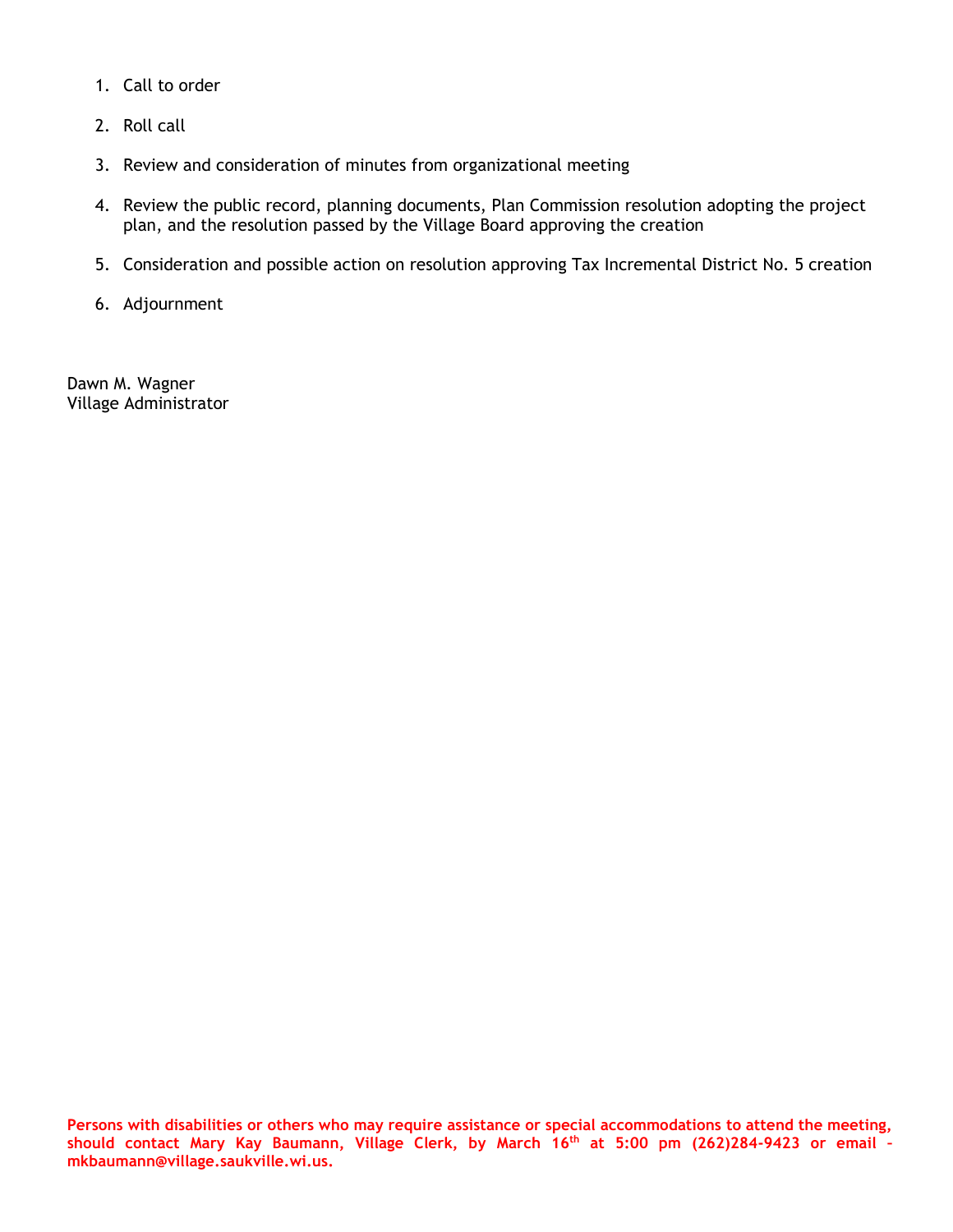1. Call to order
2. Roll call
3. Review and consideration of minutes from organizational meeting
4. Review the public record, planning documents, Plan Commission resolution adopting the project plan, and the resolution passed by the Village Board approving the creation
5. Consideration and possible action on resolution approving Tax Incremental District No. 5 creation
6. Adjournment

Dawn M. Wagner
Village Administrator

**Persons with disabilities or others who may require assistance or special accommodations to attend the meeting, should contact Mary Kay Baumann, Village Clerk, by March 16th at 5:00 pm (262)284-9423 or email – mkbaumann@village.saukville.wi.us.**